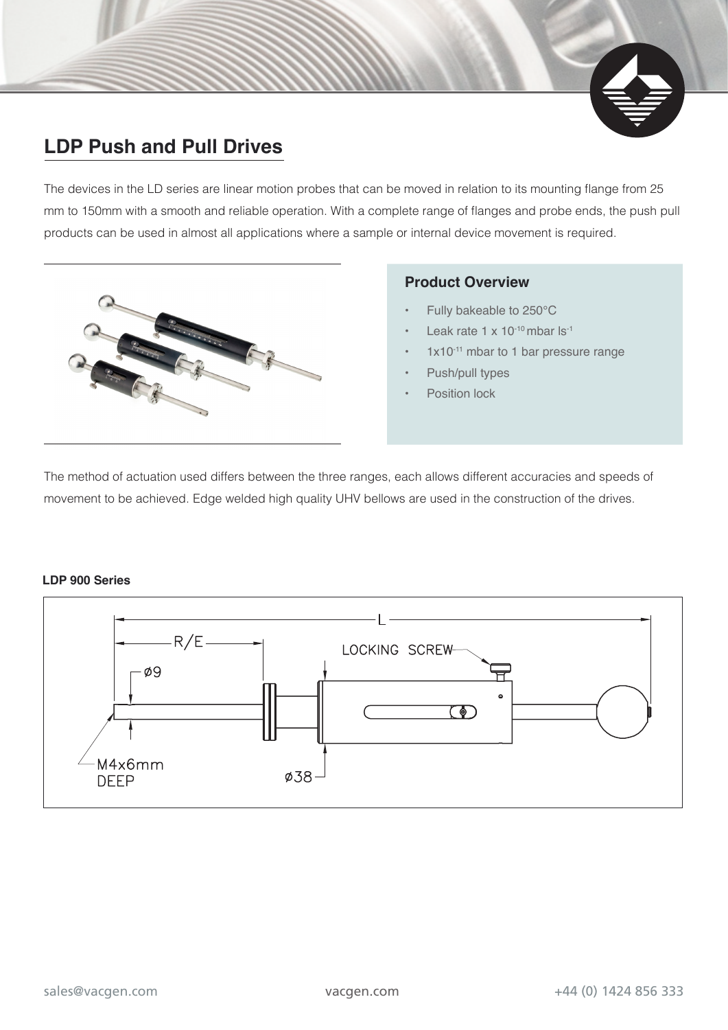## LDP Push and Pull Drives

The devices in the LD series are linear motion probes that can be moved in relation to its mounting flange from 25 mm to 150mm with a smooth and reliable operation. With a complete range of flanges and probe ends, the push pull products can be used in almost all applications where a sample or internal device movement is required.

### Product Overview

- Fully bakeable to 250°C
- Leak rate 1 x $10^{-10}$ mbar $ls^{-1}$
- 1x$10^{-11}$ mbar to 1 bar pressure range
- Push/pull types
- Position lock

The method of actuation used differs between the three ranges, each allows different accuracies and speeds of movement to be achieved. Edge welded high quality UHV bellows are used in the construction of the drives.

**LDP 900 Series**

L

R/E

LOCKING SCREW

ø9

M4x6mm DEEP

ø38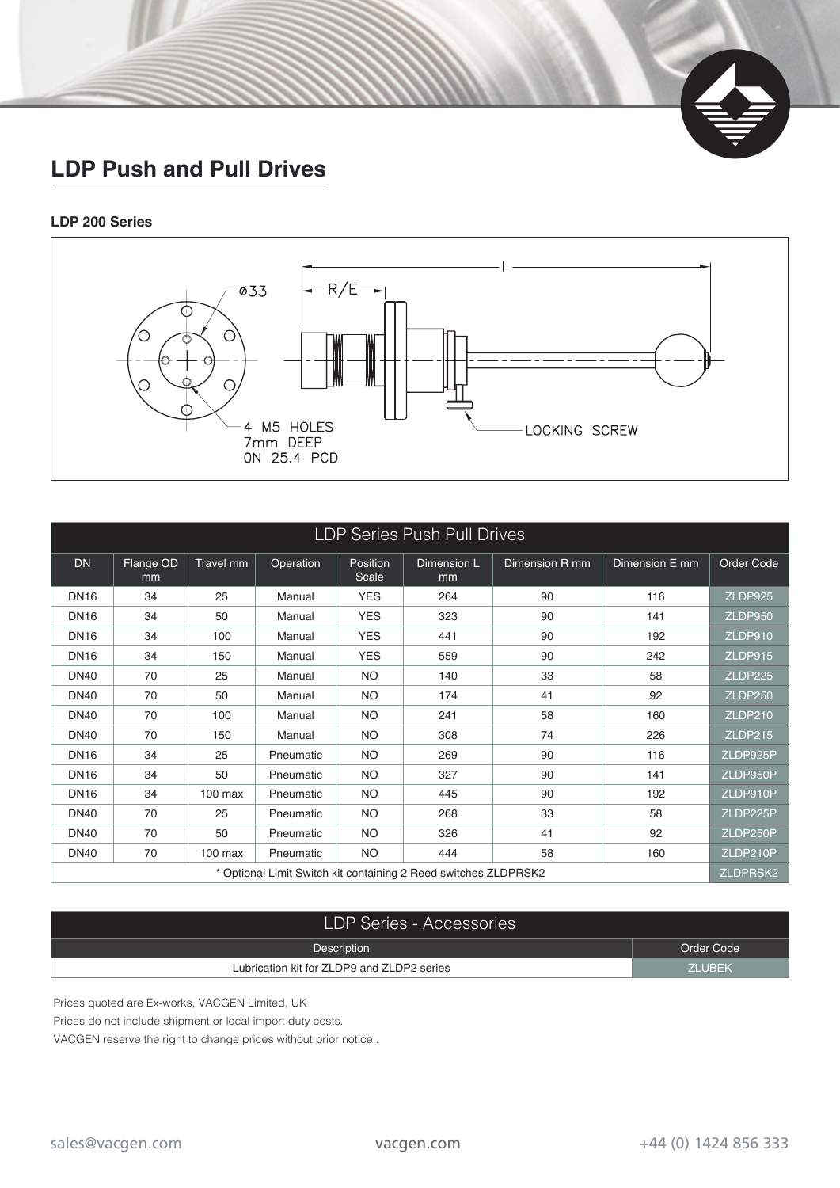## LDP Push and Pull Drives

### LDP 200 Series

Ø33

R/E

L

4 M5 HOLES
7mm DEEP
ON 25.4 PCD

LOCKING SCREW

**LDP Series Push Pull Drives**

| DN | Flange OD mm | Travel mm | Operation | Position Scale | Dimension L mm | Dimension R mm | Dimension E mm | Order Code |
|---|---|---|---|---|---|---|---|---|
| DN16 | 34 | 25 | Manual | YES | 264 | 90 | 116 | ZLDP925 |
| DN16 | 34 | 50 | Manual | YES | 323 | 90 | 141 | ZLDP950 |
| DN16 | 34 | 100 | Manual | YES | 441 | 90 | 192 | ZLDP910 |
| DN16 | 34 | 150 | Manual | YES | 559 | 90 | 242 | ZLDP915 |
| DN40 | 70 | 25 | Manual | NO | 140 | 33 | 58 | ZLDP225 |
| DN40 | 70 | 50 | Manual | NO | 174 | 41 | 92 | ZLDP250 |
| DN40 | 70 | 100 | Manual | NO | 241 | 58 | 160 | ZLDP210 |
| DN40 | 70 | 150 | Manual | NO | 308 | 74 | 226 | ZLDP215 |
| DN16 | 34 | 25 | Pneumatic | NO | 269 | 90 | 116 | ZLDP925P |
| DN16 | 34 | 50 | Pneumatic | NO | 327 | 90 | 141 | ZLDP950P |
| DN16 | 34 | 100 max | Pneumatic | NO | 445 | 90 | 192 | ZLDP910P |
| DN40 | 70 | 25 | Pneumatic | NO | 268 | 33 | 58 | ZLDP225P |
| DN40 | 70 | 50 | Pneumatic | NO | 326 | 41 | 92 | ZLDP250P |
| DN40 | 70 | 100 max | Pneumatic | NO | 444 | 58 | 160 | ZLDP210P |
| * Optional Limit Switch kit containing 2 Reed switches ZLDPRSK2 | | | | | | | | ZLDPRSK2 |

**LDP Series - Accessories**

| Description | Order Code |
|---|---|
| Lubrication kit for ZLDP9 and ZLDP2 series | ZLUBEK |

Prices quoted are Ex-works, VACGEN Limited, UK

Prices do not include shipment or local import duty costs.

VACGEN reserve the right to change prices without prior notice..

sales@vacgen.com vacgen.com +44 (0) 1424 856 333